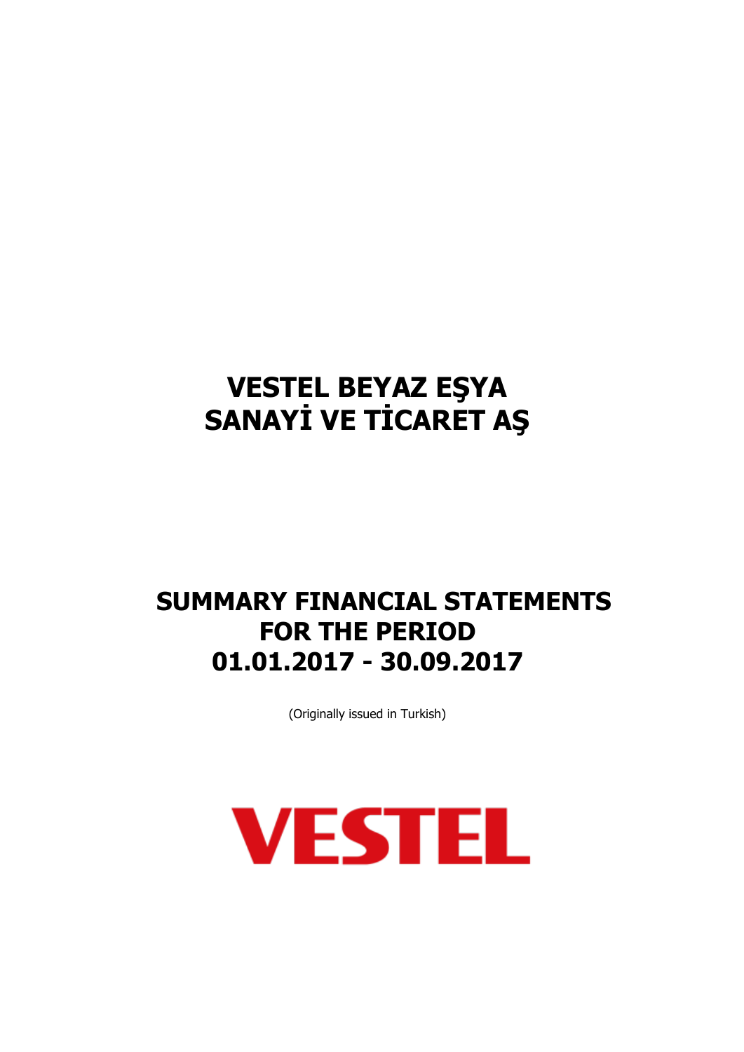# VESTEL BEYAZ EŞYA SANAYİ VE TİCARET AŞ

# SUMMARY FINANCIAL STATEMENTS FOR THE PERIOD 01.01.2017 - 30.09.2017

(Originally issued in Turkish)

VESTEL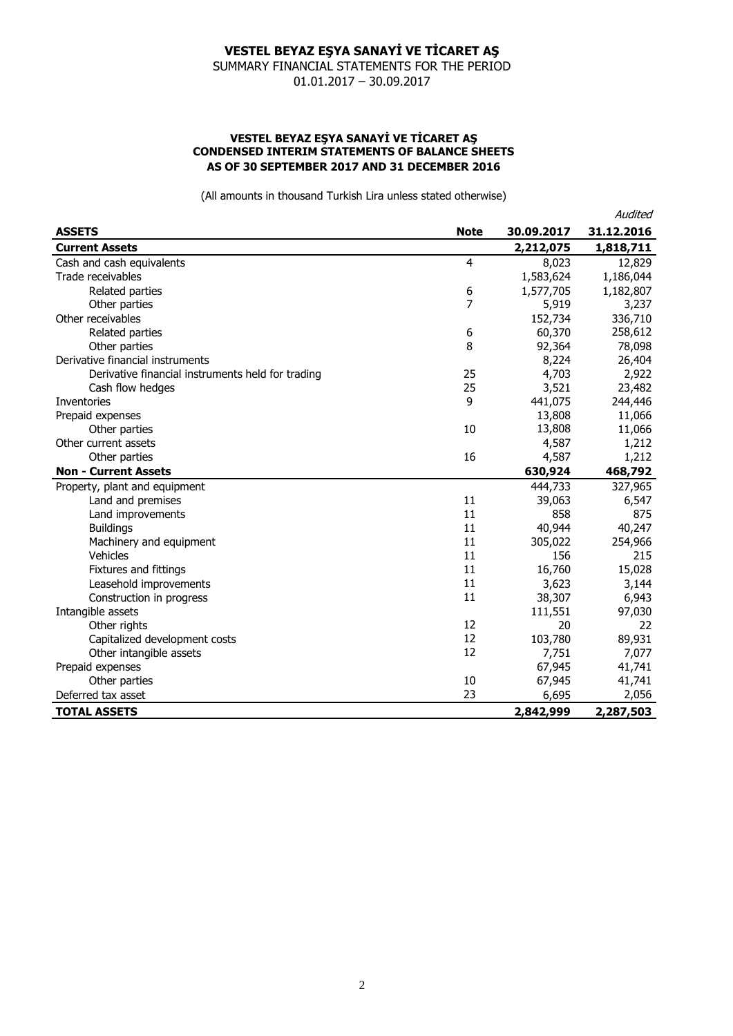# VESTEL BEYAZ EŞYA SANAYİ VE TİCARET AŞ

SUMMARY FINANCIAL STATEMENTS FOR THE PERIOD
01.01.2017 – 30.09.2017

## VESTEL BEYAZ EŞYA SANAYİ VE TİCARET AŞ
## CONDENSED INTERIM STATEMENTS OF BALANCE SHEETS
## AS OF 30 SEPTEMBER 2017 AND 31 DECEMBER 2016

(All amounts in thousand Turkish Lira unless stated otherwise)

| **ASSETS** | **Note** | **30.09.2017** | *Audited* **31.12.2016** |
|---|---|---|---|
| **Current Assets** | | **2,212,075** | **1,818,711** |
| Cash and cash equivalents | 4 | 8,023 | 12,829 |
| Trade receivables | | 1,583,624 | 1,186,044 |
| Related parties | 6 | 1,577,705 | 1,182,807 |
| Other parties | 7 | 5,919 | 3,237 |
| Other receivables | | 152,734 | 336,710 |
| Related parties | 6 | 60,370 | 258,612 |
| Other parties | 8 | 92,364 | 78,098 |
| Derivative financial instruments | | 8,224 | 26,404 |
| Derivative financial instruments held for trading | 25 | 4,703 | 2,922 |
| Cash flow hedges | 25 | 3,521 | 23,482 |
| Inventories | 9 | 441,075 | 244,446 |
| Prepaid expenses | | 13,808 | 11,066 |
| Other parties | 10 | 13,808 | 11,066 |
| Other current assets | | 4,587 | 1,212 |
| Other parties | 16 | 4,587 | 1,212 |
| **Non - Current Assets** | | **630,924** | **468,792** |
| Property, plant and equipment | | 444,733 | 327,965 |
| Land and premises | 11 | 39,063 | 6,547 |
| Land improvements | 11 | 858 | 875 |
| Buildings | 11 | 40,944 | 40,247 |
| Machinery and equipment | 11 | 305,022 | 254,966 |
| Vehicles | 11 | 156 | 215 |
| Fixtures and fittings | 11 | 16,760 | 15,028 |
| Leasehold improvements | 11 | 3,623 | 3,144 |
| Construction in progress | 11 | 38,307 | 6,943 |
| Intangible assets | | 111,551 | 97,030 |
| Other rights | 12 | 20 | 22 |
| Capitalized development costs | 12 | 103,780 | 89,931 |
| Other intangible assets | 12 | 7,751 | 7,077 |
| Prepaid expenses | | 67,945 | 41,741 |
| Other parties | 10 | 67,945 | 41,741 |
| Deferred tax asset | 23 | 6,695 | 2,056 |
| **TOTAL ASSETS** | | **2,842,999** | **2,287,503** |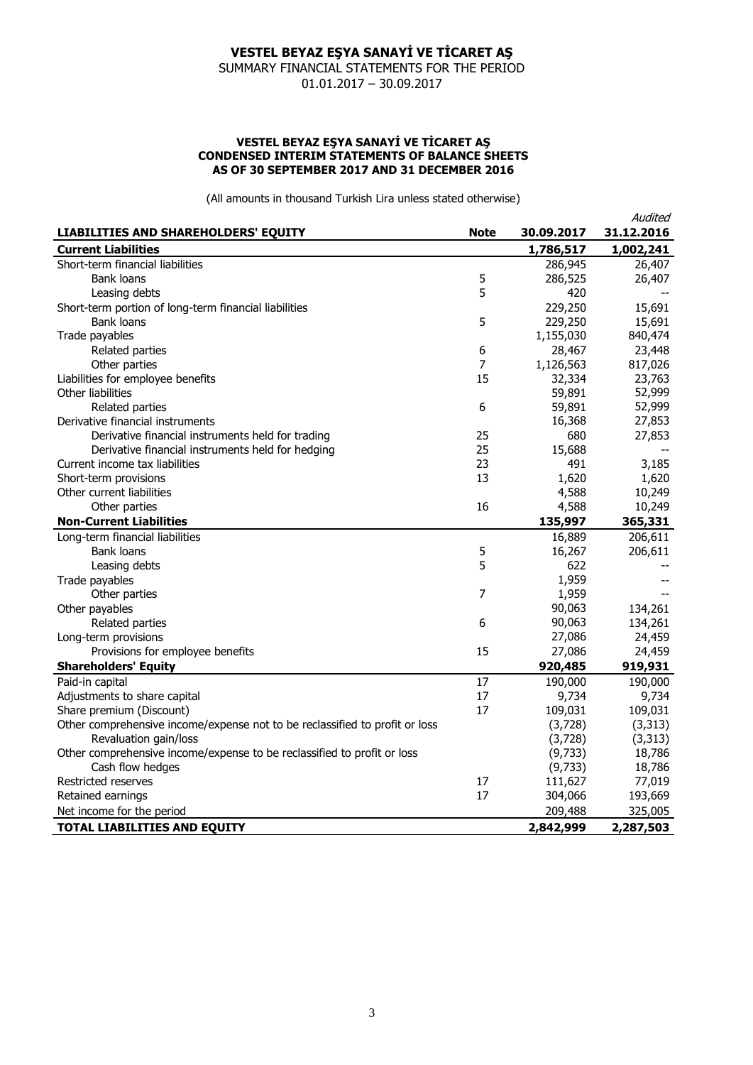# VESTEL BEYAZ EŞYA SANAYİ VE TİCARET AŞ

SUMMARY FINANCIAL STATEMENTS FOR THE PERIOD
01.01.2017 – 30.09.2017

### VESTEL BEYAZ EŞYA SANAYİ VE TİCARET AŞ
### CONDENSED INTERIM STATEMENTS OF BALANCE SHEETS
### AS OF 30 SEPTEMBER 2017 AND 31 DECEMBER 2016

(All amounts in thousand Turkish Lira unless stated otherwise)

| LIABILITIES AND SHAREHOLDERS' EQUITY | Note | 30.09.2017 | *Audited* 31.12.2016 |
|---|---|---|---|
| **Current Liabilities** | | **1,786,517** | **1,002,241** |
| Short-term financial liabilities | | 286,945 | 26,407 |
| Bank loans | 5 | 286,525 | 26,407 |
| Leasing debts | 5 | 420 | -- |
| Short-term portion of long-term financial liabilities | | 229,250 | 15,691 |
| Bank loans | 5 | 229,250 | 15,691 |
| Trade payables | | 1,155,030 | 840,474 |
| Related parties | 6 | 28,467 | 23,448 |
| Other parties | 7 | 1,126,563 | 817,026 |
| Liabilities for employee benefits | 15 | 32,334 | 23,763 |
| Other liabilities | | 59,891 | 52,999 |
| Related parties | 6 | 59,891 | 52,999 |
| Derivative financial instruments | | 16,368 | 27,853 |
| Derivative financial instruments held for trading | 25 | 680 | 27,853 |
| Derivative financial instruments held for hedging | 25 | 15,688 | -- |
| Current income tax liabilities | 23 | 491 | 3,185 |
| Short-term provisions | 13 | 1,620 | 1,620 |
| Other current liabilities | | 4,588 | 10,249 |
| Other parties | 16 | 4,588 | 10,249 |
| **Non-Current Liabilities** | | **135,997** | **365,331** |
| Long-term financial liabilities | | 16,889 | 206,611 |
| Bank loans | 5 | 16,267 | 206,611 |
| Leasing debts | 5 | 622 | -- |
| Trade payables | | 1,959 | -- |
| Other parties | 7 | 1,959 | -- |
| Other payables | | 90,063 | 134,261 |
| Related parties | 6 | 90,063 | 134,261 |
| Long-term provisions | | 27,086 | 24,459 |
| Provisions for employee benefits | 15 | 27,086 | 24,459 |
| **Shareholders' Equity** | | **920,485** | **919,931** |
| Paid-in capital | 17 | 190,000 | 190,000 |
| Adjustments to share capital | 17 | 9,734 | 9,734 |
| Share premium (Discount) | 17 | 109,031 | 109,031 |
| Other comprehensive income/expense not to be reclassified to profit or loss | | (3,728) | (3,313) |
| Revaluation gain/loss | | (3,728) | (3,313) |
| Other comprehensive income/expense to be reclassified to profit or loss | | (9,733) | 18,786 |
| Cash flow hedges | | (9,733) | 18,786 |
| Restricted reserves | 17 | 111,627 | 77,019 |
| Retained earnings | 17 | 304,066 | 193,669 |
| Net income for the period | | 209,488 | 325,005 |
| **TOTAL LIABILITIES AND EQUITY** | | **2,842,999** | **2,287,503** |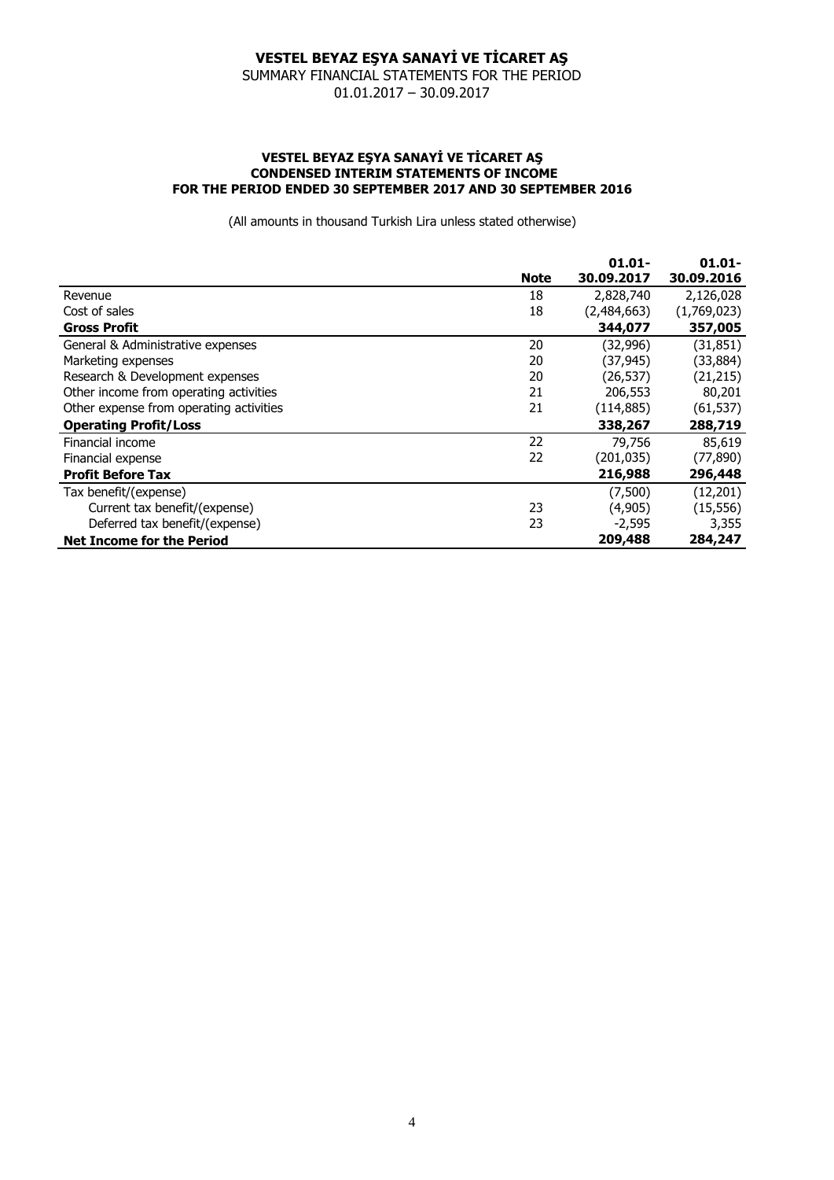# VESTEL BEYAZ EŞYA SANAYİ VE TİCARET AŞ

SUMMARY FINANCIAL STATEMENTS FOR THE PERIOD
01.01.2017 – 30.09.2017

### VESTEL BEYAZ EŞYA SANAYİ VE TİCARET AŞ
### CONDENSED INTERIM STATEMENTS OF INCOME
### FOR THE PERIOD ENDED 30 SEPTEMBER 2017 AND 30 SEPTEMBER 2016

(All amounts in thousand Turkish Lira unless stated otherwise)

| | Note | 01.01-30.09.2017 | 01.01-30.09.2016 |
|---|---|---|---|
| Revenue | 18 | 2,828,740 | 2,126,028 |
| Cost of sales | 18 | (2,484,663) | (1,769,023) |
| **Gross Profit** | | **344,077** | **357,005** |
| General & Administrative expenses | 20 | (32,996) | (31,851) |
| Marketing expenses | 20 | (37,945) | (33,884) |
| Research & Development expenses | 20 | (26,537) | (21,215) |
| Other income from operating activities | 21 | 206,553 | 80,201 |
| Other expense from operating activities | 21 | (114,885) | (61,537) |
| **Operating Profit/Loss** | | **338,267** | **288,719** |
| Financial income | 22 | 79,756 | 85,619 |
| Financial expense | 22 | (201,035) | (77,890) |
| **Profit Before Tax** | | **216,988** | **296,448** |
| Tax benefit/(expense) | | (7,500) | (12,201) |
| Current tax benefit/(expense) | 23 | (4,905) | (15,556) |
| Deferred tax benefit/(expense) | 23 | -2,595 | 3,355 |
| **Net Income for the Period** | | **209,488** | **284,247** |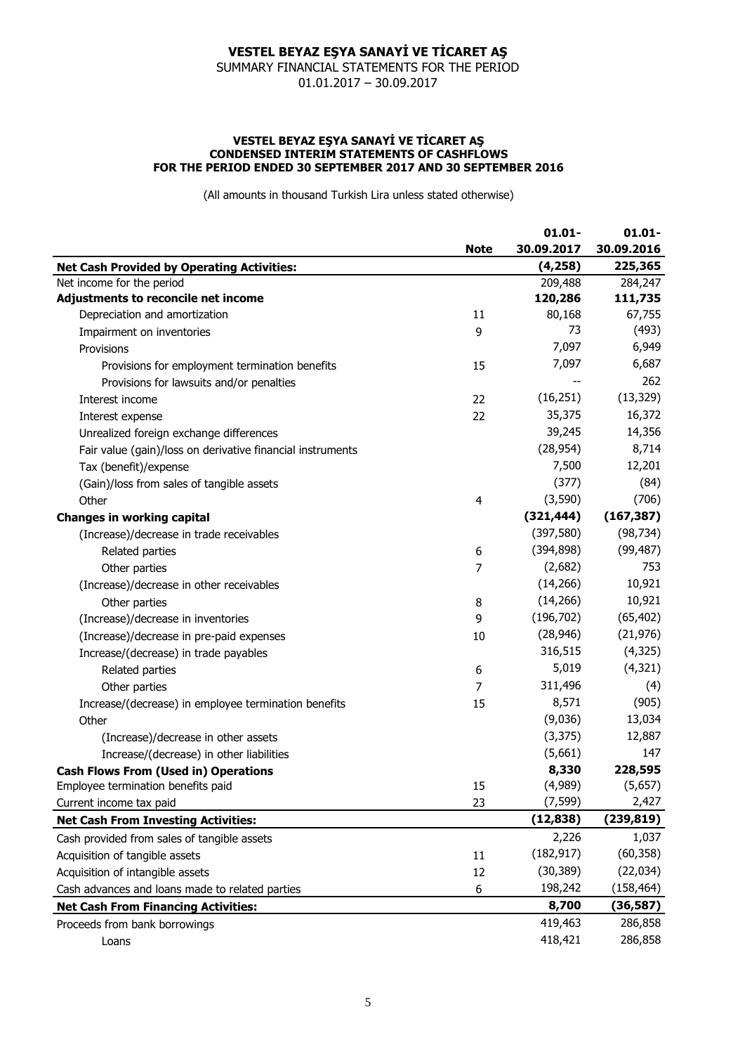# VESTEL BEYAZ EŞYA SANAYİ VE TİCARET AŞ

SUMMARY FINANCIAL STATEMENTS FOR THE PERIOD

01.01.2017 – 30.09.2017

### VESTEL BEYAZ EŞYA SANAYİ VE TİCARET AŞ
### CONDENSED INTERIM STATEMENTS OF CASHFLOWS
### FOR THE PERIOD ENDED 30 SEPTEMBER 2017 AND 30 SEPTEMBER 2016

(All amounts in thousand Turkish Lira unless stated otherwise)

| | Note | 01.01-30.09.2017 | 01.01-30.09.2016 |
|---|---|---|---|
| **Net Cash Provided by Operating Activities:** | | **(4,258)** | **225,365** |
| Net income for the period | | 209,488 | 284,247 |
| **Adjustments to reconcile net income** | | **120,286** | **111,735** |
| Depreciation and amortization | 11 | 80,168 | 67,755 |
| Impairment on inventories | 9 | 73 | (493) |
| Provisions | | 7,097 | 6,949 |
| Provisions for employment termination benefits | 15 | 7,097 | 6,687 |
| Provisions for lawsuits and/or penalties | | -- | 262 |
| Interest income | 22 | (16,251) | (13,329) |
| Interest expense | 22 | 35,375 | 16,372 |
| Unrealized foreign exchange differences | | 39,245 | 14,356 |
| Fair value (gain)/loss on derivative financial instruments | | (28,954) | 8,714 |
| Tax (benefit)/expense | | 7,500 | 12,201 |
| (Gain)/loss from sales of tangible assets | | (377) | (84) |
| Other | 4 | (3,590) | (706) |
| **Changes in working capital** | | **(321,444)** | **(167,387)** |
| (Increase)/decrease in trade receivables | | (397,580) | (98,734) |
| Related parties | 6 | (394,898) | (99,487) |
| Other parties | 7 | (2,682) | 753 |
| (Increase)/decrease in other receivables | | (14,266) | 10,921 |
| Other parties | 8 | (14,266) | 10,921 |
| (Increase)/decrease in inventories | 9 | (196,702) | (65,402) |
| (Increase)/decrease in pre-paid expenses | 10 | (28,946) | (21,976) |
| Increase/(decrease) in trade payables | | 316,515 | (4,325) |
| Related parties | 6 | 5,019 | (4,321) |
| Other parties | 7 | 311,496 | (4) |
| Increase/(decrease) in employee termination benefits | 15 | 8,571 | (905) |
| Other | | (9,036) | 13,034 |
| (Increase)/decrease in other assets | | (3,375) | 12,887 |
| Increase/(decrease) in other liabilities | | (5,661) | 147 |
| **Cash Flows From (Used in) Operations** | | **8,330** | **228,595** |
| Employee termination benefits paid | 15 | (4,989) | (5,657) |
| Current income tax paid | 23 | (7,599) | 2,427 |
| **Net Cash From Investing Activities:** | | **(12,838)** | **(239,819)** |
| Cash provided from sales of tangible assets | | 2,226 | 1,037 |
| Acquisition of tangible assets | 11 | (182,917) | (60,358) |
| Acquisition of intangible assets | 12 | (30,389) | (22,034) |
| Cash advances and loans made to related parties | 6 | 198,242 | (158,464) |
| **Net Cash From Financing Activities:** | | **8,700** | **(36,587)** |
| Proceeds from bank borrowings | | 419,463 | 286,858 |
| Loans | | 418,421 | 286,858 |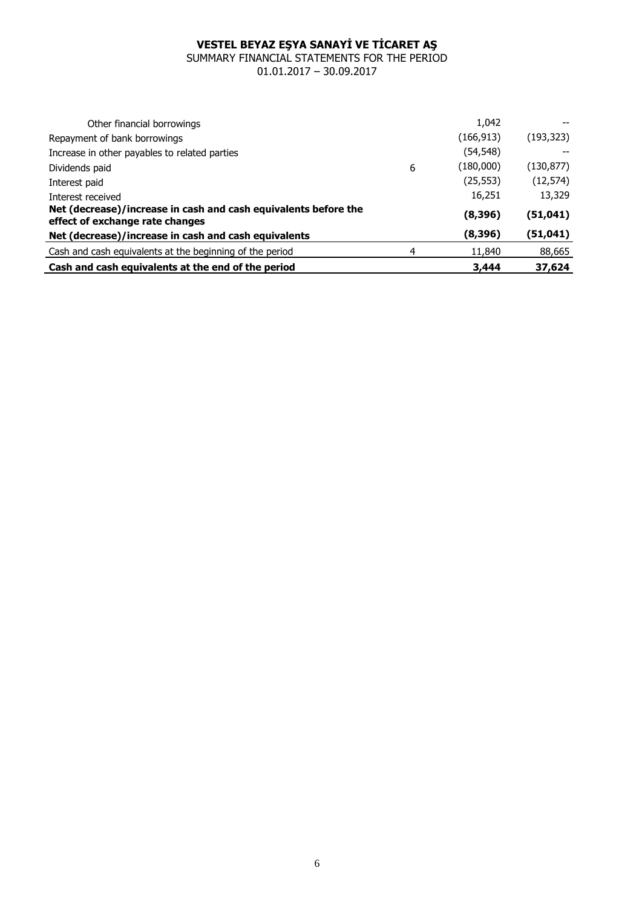# VESTEL BEYAZ EŞYA SANAYİ VE TİCARET AŞ

SUMMARY FINANCIAL STATEMENTS FOR THE PERIOD

01.01.2017 – 30.09.2017

| | | | |
|---|---|---|---|
| Other financial borrowings | | 1,042 | -- |
| Repayment of bank borrowings | | (166,913) | (193,323) |
| Increase in other payables to related parties | | (54,548) | -- |
| Dividends paid | 6 | (180,000) | (130,877) |
| Interest paid | | (25,553) | (12,574) |
| Interest received | | 16,251 | 13,329 |
| **Net (decrease)/increase in cash and cash equivalents before the effect of exchange rate changes** | | **(8,396)** | **(51,041)** |
| **Net (decrease)/increase in cash and cash equivalents** | | **(8,396)** | **(51,041)** |
| Cash and cash equivalents at the beginning of the period | 4 | 11,840 | 88,665 |
| **Cash and cash equivalents at the end of the period** | | **3,444** | **37,624** |